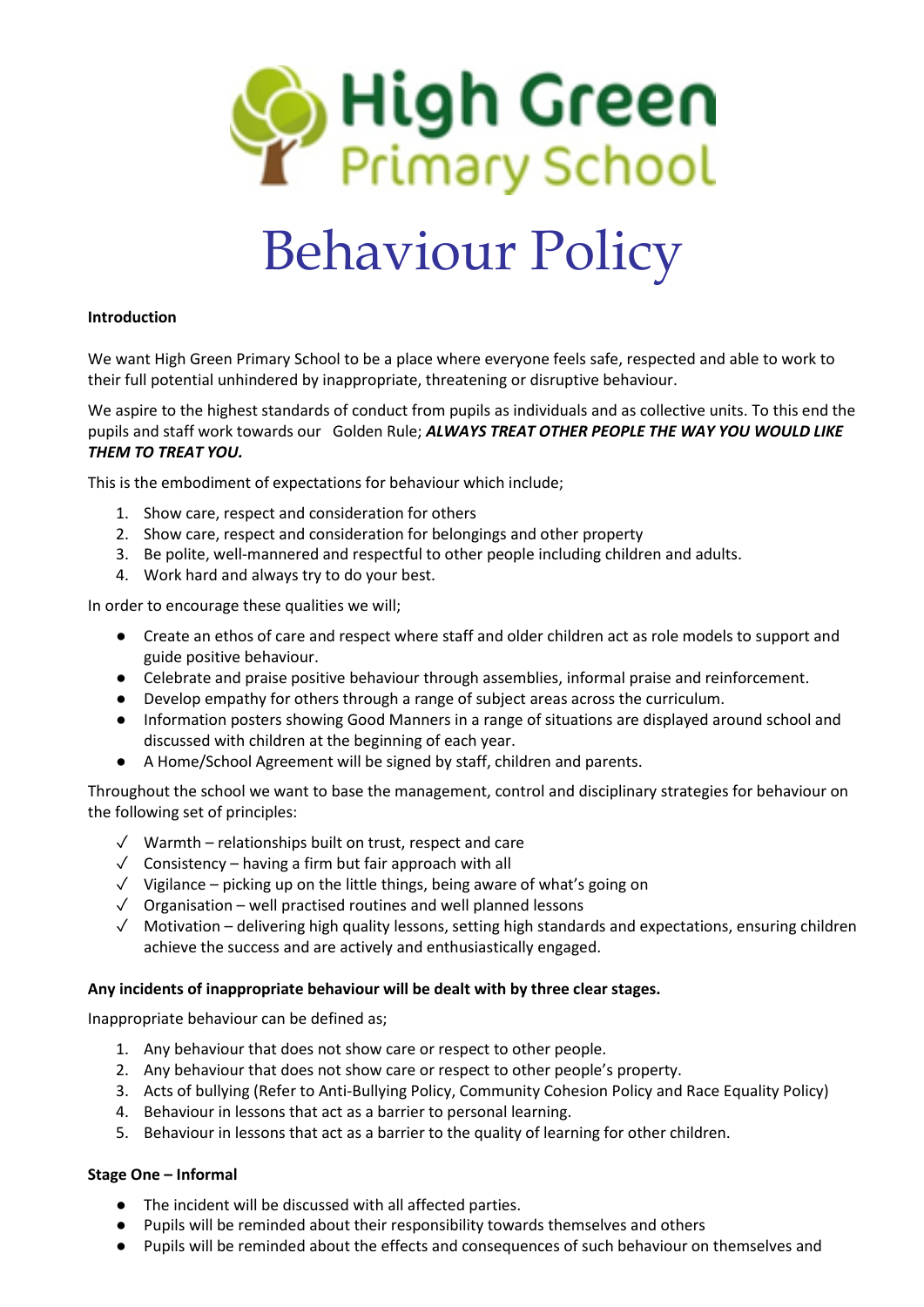# High Green Primary School

# Behaviour Policy

**Introduction**

We want High Green Primary School to be a place where everyone feels safe, respected and able to work to their full potential unhindered by inappropriate, threatening or disruptive behaviour.

We aspire to the highest standards of conduct from pupils as individuals and as collective units. To this end the pupils and staff work towards our Golden Rule; ***ALWAYS TREAT OTHER PEOPLE THE WAY YOU WOULD LIKE THEM TO TREAT YOU.***

This is the embodiment of expectations for behaviour which include;

1. Show care, respect and consideration for others
2. Show care, respect and consideration for belongings and other property
3. Be polite, well-mannered and respectful to other people including children and adults.
4. Work hard and always try to do your best.

In order to encourage these qualities we will;

- Create an ethos of care and respect where staff and older children act as role models to support and guide positive behaviour.
- Celebrate and praise positive behaviour through assemblies, informal praise and reinforcement.
- Develop empathy for others through a range of subject areas across the curriculum.
- Information posters showing Good Manners in a range of situations are displayed around school and discussed with children at the beginning of each year.
- A Home/School Agreement will be signed by staff, children and parents.

Throughout the school we want to base the management, control and disciplinary strategies for behaviour on the following set of principles:

- ✓ Warmth – relationships built on trust, respect and care
- ✓ Consistency – having a firm but fair approach with all
- ✓ Vigilance – picking up on the little things, being aware of what's going on
- ✓ Organisation – well practised routines and well planned lessons
- ✓ Motivation – delivering high quality lessons, setting high standards and expectations, ensuring children achieve the success and are actively and enthusiastically engaged.

**Any incidents of inappropriate behaviour will be dealt with by three clear stages.**

Inappropriate behaviour can be defined as;

1. Any behaviour that does not show care or respect to other people.
2. Any behaviour that does not show care or respect to other people's property.
3. Acts of bullying (Refer to Anti-Bullying Policy, Community Cohesion Policy and Race Equality Policy)
4. Behaviour in lessons that act as a barrier to personal learning.
5. Behaviour in lessons that act as a barrier to the quality of learning for other children.

**Stage One – Informal**

- The incident will be discussed with all affected parties.
- Pupils will be reminded about their responsibility towards themselves and others
- Pupils will be reminded about the effects and consequences of such behaviour on themselves and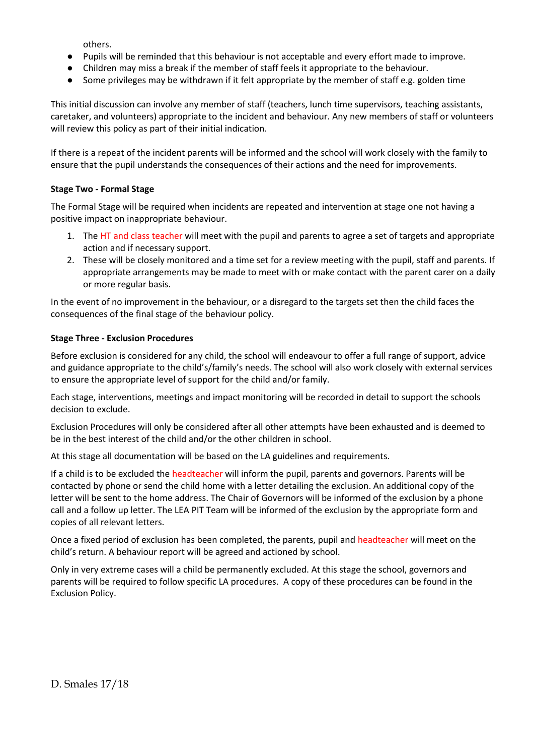others.

- Pupils will be reminded that this behaviour is not acceptable and every effort made to improve.
- Children may miss a break if the member of staff feels it appropriate to the behaviour.
- Some privileges may be withdrawn if it felt appropriate by the member of staff e.g. golden time

This initial discussion can involve any member of staff (teachers, lunch time supervisors, teaching assistants, caretaker, and volunteers) appropriate to the incident and behaviour. Any new members of staff or volunteers will review this policy as part of their initial indication.

If there is a repeat of the incident parents will be informed and the school will work closely with the family to ensure that the pupil understands the consequences of their actions and the need for improvements.

**Stage Two - Formal Stage**

The Formal Stage will be required when incidents are repeated and intervention at stage one not having a positive impact on inappropriate behaviour.

1. The HT and class teacher will meet with the pupil and parents to agree a set of targets and appropriate action and if necessary support.
2. These will be closely monitored and a time set for a review meeting with the pupil, staff and parents. If appropriate arrangements may be made to meet with or make contact with the parent carer on a daily or more regular basis.

In the event of no improvement in the behaviour, or a disregard to the targets set then the child faces the consequences of the final stage of the behaviour policy.

**Stage Three - Exclusion Procedures**

Before exclusion is considered for any child, the school will endeavour to offer a full range of support, advice and guidance appropriate to the child's/family's needs. The school will also work closely with external services to ensure the appropriate level of support for the child and/or family.

Each stage, interventions, meetings and impact monitoring will be recorded in detail to support the schools decision to exclude.

Exclusion Procedures will only be considered after all other attempts have been exhausted and is deemed to be in the best interest of the child and/or the other children in school.

At this stage all documentation will be based on the LA guidelines and requirements.

If a child is to be excluded the headteacher will inform the pupil, parents and governors. Parents will be contacted by phone or send the child home with a letter detailing the exclusion. An additional copy of the letter will be sent to the home address. The Chair of Governors will be informed of the exclusion by a phone call and a follow up letter. The LEA PIT Team will be informed of the exclusion by the appropriate form and copies of all relevant letters.

Once a fixed period of exclusion has been completed, the parents, pupil and headteacher will meet on the child's return. A behaviour report will be agreed and actioned by school.

Only in very extreme cases will a child be permanently excluded. At this stage the school, governors and parents will be required to follow specific LA procedures. A copy of these procedures can be found in the Exclusion Policy.

D. Smales 17/18